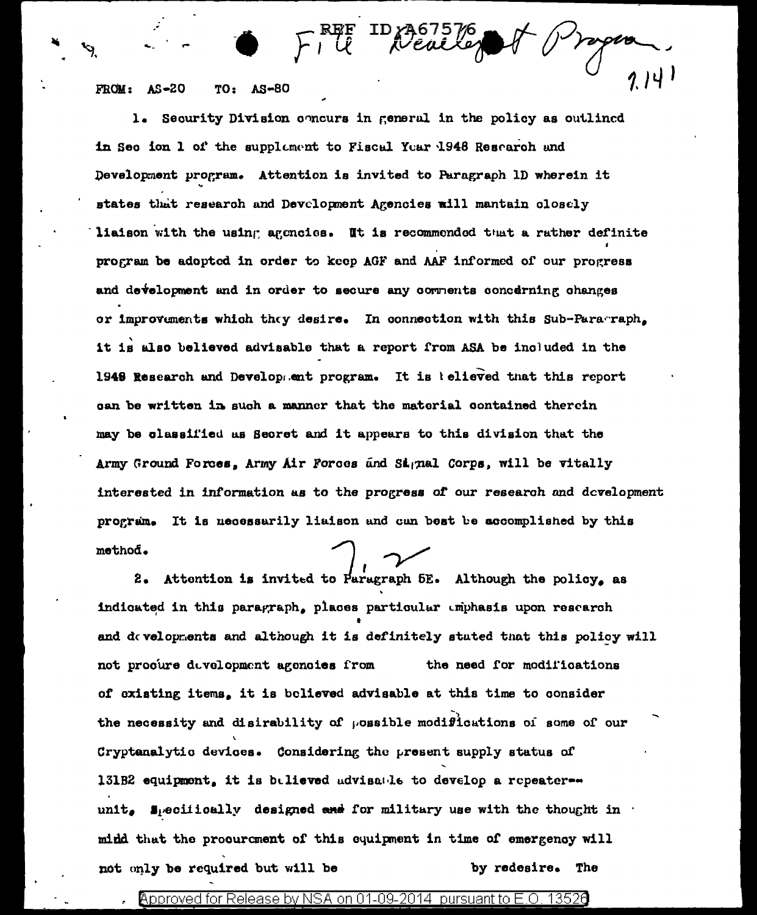REF ID:A67576 File Development Program. 7.141

FROM: AS-20 TO: AS-80

1. Security Division concurs in general in the policy as outlined in Sec ion 1 of the supplement to Fiscal Year 1948 Research and Development program. Attention is invited to Paragraph 1D wherein it states that research and Development Agencies will mantain closely liaison with the using agencies. It is recommended that a rather definite program be adopted in order to keep AGF and AAF informed of our progress and development and in order to secure any comments concerning changes or improvements which they desire. In connection with this Sub-Paragraph, it is also believed advisable that a report from ASA be included in the 1948 Research and Development program. It is believed that this report can be written in such a manner that the material contained therein may be classified as Secret and it appears to this division that the Army Ground Forces, Army Air Forces and Signal Corps, will be vitally interested in information as to the progress of our research and development program. It is necessarily liaison and can best be accomplished by this method.

2. Attention is invited to Paragraph 5E. Although the policy, as indicated in this paragraph, places particular emphasis upon research and developments and although it is definitely stated that this policy will not procure development agencies from the need for modifications of existing items, it is believed advisable at this time to consider the necessity and disirability of possible modifications of some of our Cryptanalytic devices. Considering the present supply status of 131B2 equipment, it is believed advisable to develop a repeater-unit, specifically designed and for military use with the thought in mind that the procurement of this equipment in time of emergency will not only be required but will be by redesire. The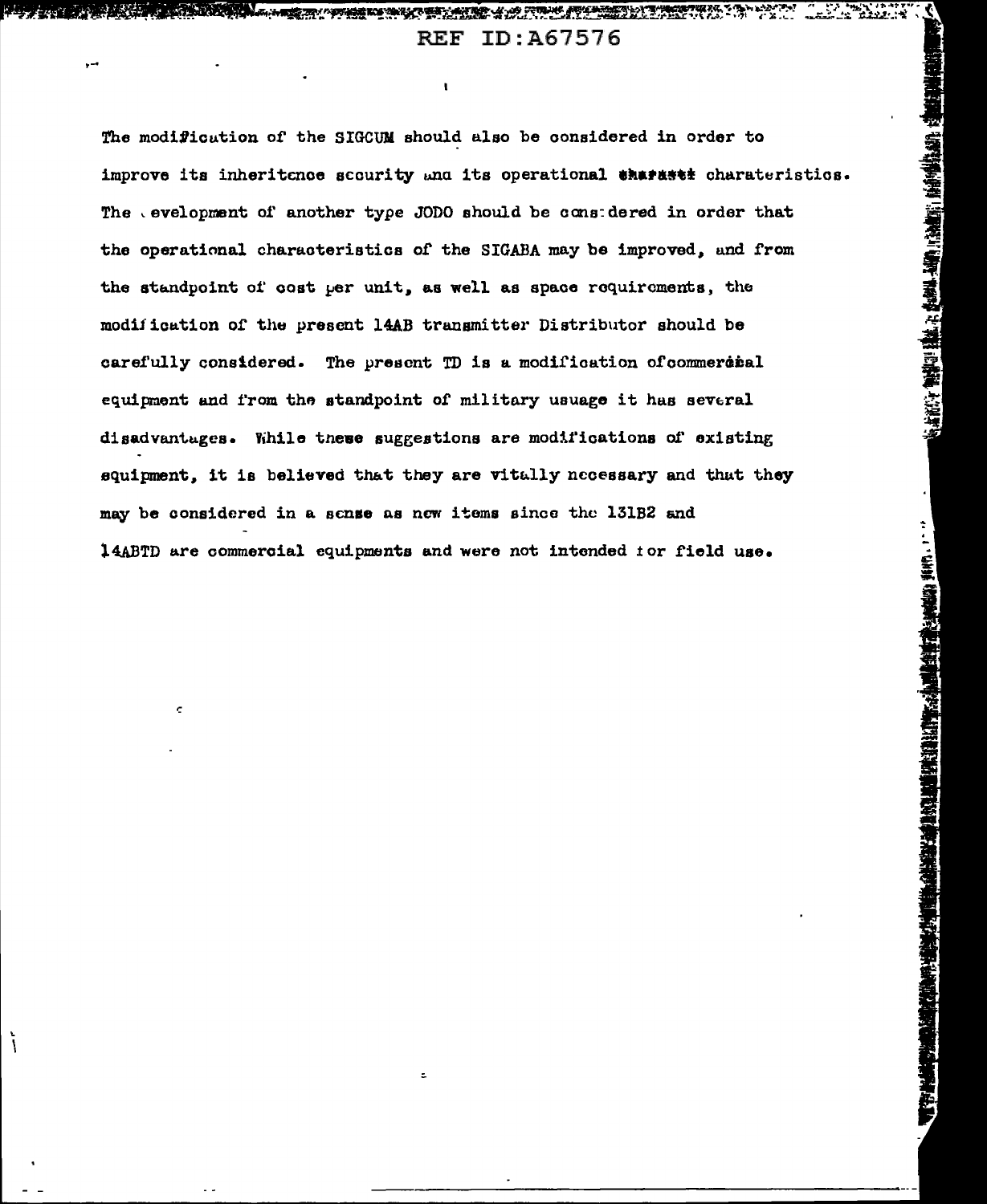The modification of the SIGCUM should also be considered in order to improve its inheritcnce security and its operational ~~charact~~ charateristics. The development of another type JODO should be considered in order that the operational characteristics of the SIGABA may be improved, and from the standpoint of cost per unit, as well as space requirements, the modification of the present 14AB transmitter Distributor should be carefully considered. The present TD is a modification of commercial equipment and from the standpoint of military usuage it has several disadvantages. While these suggestions are modifications of existing equipment, it is believed that they are vitally necessary and that they may be considered in a sense as new items since the 131B2 and 14ABTD are commercial equipments and were not intended for field use.